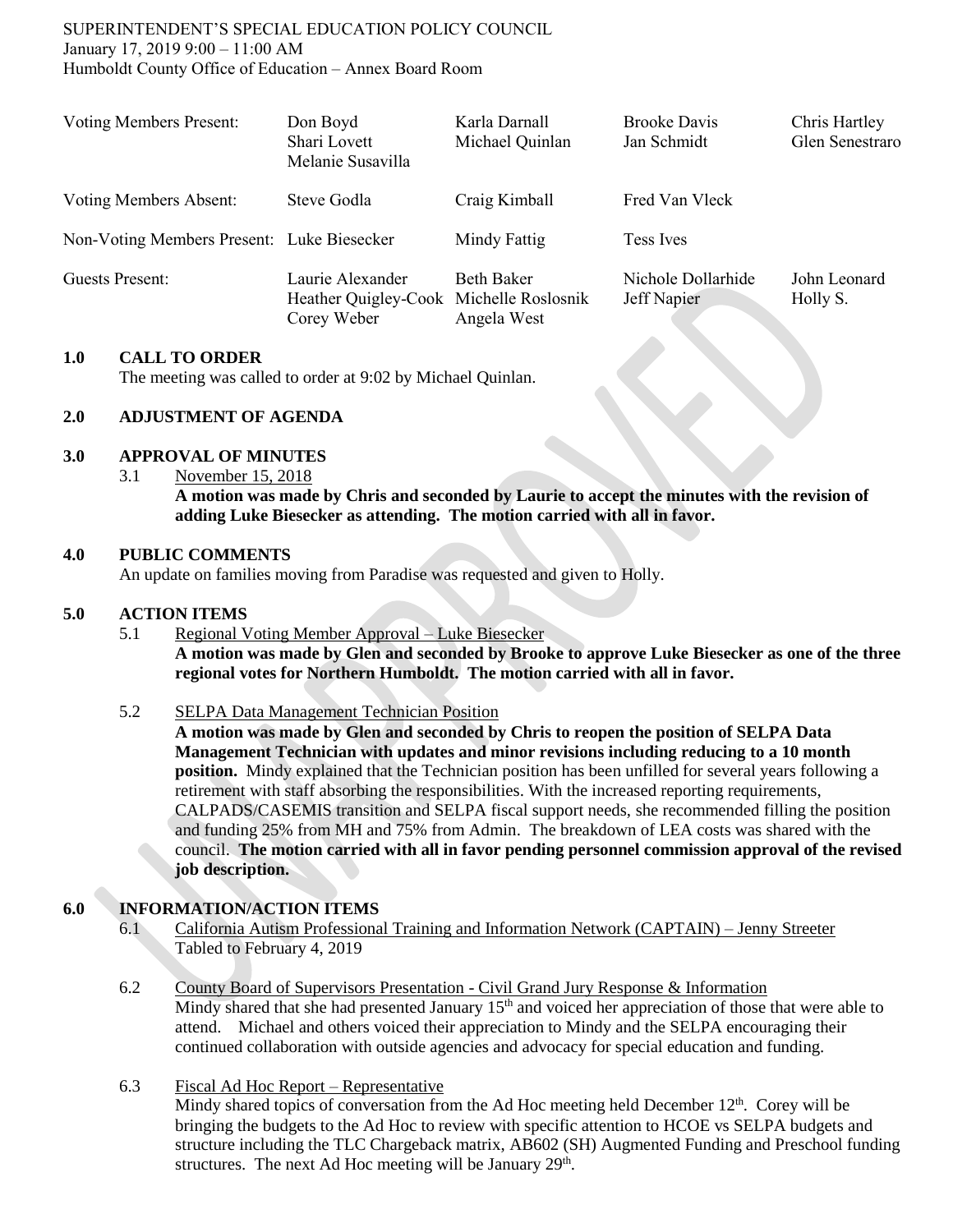SUPERINTENDENT'S SPECIAL EDUCATION POLICY COUNCIL
January 17, 2019 9:00 – 11:00 AM
Humboldt County Office of Education – Annex Board Room

| | | | | |
|---|---|---|---|---|
| Voting Members Present: | Don Boyd<br>Shari Lovett<br>Melanie Susavilla | Karla Darnall<br>Michael Quinlan | Brooke Davis<br>Jan Schmidt | Chris Hartley<br>Glen Senestraro |
| Voting Members Absent: | Steve Godla | Craig Kimball | Fred Van Vleck | |
| Non-Voting Members Present: | Luke Biesecker | Mindy Fattig | Tess Ives | |
| Guests Present: | Laurie Alexander<br>Heather Quigley-Cook<br>Corey Weber | Beth Baker<br>Michelle Roslosnik<br>Angela West | Nichole Dollarhide<br>Jeff Napier | John Leonard<br>Holly S. |

## 1.0 CALL TO ORDER

The meeting was called to order at 9:02 by Michael Quinlan.

## 2.0 ADJUSTMENT OF AGENDA

## 3.0 APPROVAL OF MINUTES

3.1 November 15, 2018

**A motion was made by Chris and seconded by Laurie to accept the minutes with the revision of adding Luke Biesecker as attending. The motion carried with all in favor.**

## 4.0 PUBLIC COMMENTS

An update on families moving from Paradise was requested and given to Holly.

## 5.0 ACTION ITEMS

5.1 Regional Voting Member Approval – Luke Biesecker

**A motion was made by Glen and seconded by Brooke to approve Luke Biesecker as one of the three regional votes for Northern Humboldt. The motion carried with all in favor.**

5.2 SELPA Data Management Technician Position

**A motion was made by Glen and seconded by Chris to reopen the position of SELPA Data Management Technician with updates and minor revisions including reducing to a 10 month position.** Mindy explained that the Technician position has been unfilled for several years following a retirement with staff absorbing the responsibilities. With the increased reporting requirements, CALPADS/CASEMIS transition and SELPA fiscal support needs, she recommended filling the position and funding 25% from MH and 75% from Admin. The breakdown of LEA costs was shared with the council. **The motion carried with all in favor pending personnel commission approval of the revised job description.**

## 6.0 INFORMATION/ACTION ITEMS

6.1 California Autism Professional Training and Information Network (CAPTAIN) – Jenny Streeter

Tabled to February 4, 2019

6.2 County Board of Supervisors Presentation - Civil Grand Jury Response & Information

Mindy shared that she had presented January 15th and voiced her appreciation of those that were able to attend. Michael and others voiced their appreciation to Mindy and the SELPA encouraging their continued collaboration with outside agencies and advocacy for special education and funding.

6.3 Fiscal Ad Hoc Report – Representative

Mindy shared topics of conversation from the Ad Hoc meeting held December 12th. Corey will be bringing the budgets to the Ad Hoc to review with specific attention to HCOE vs SELPA budgets and structure including the TLC Chargeback matrix, AB602 (SH) Augmented Funding and Preschool funding structures. The next Ad Hoc meeting will be January 29th.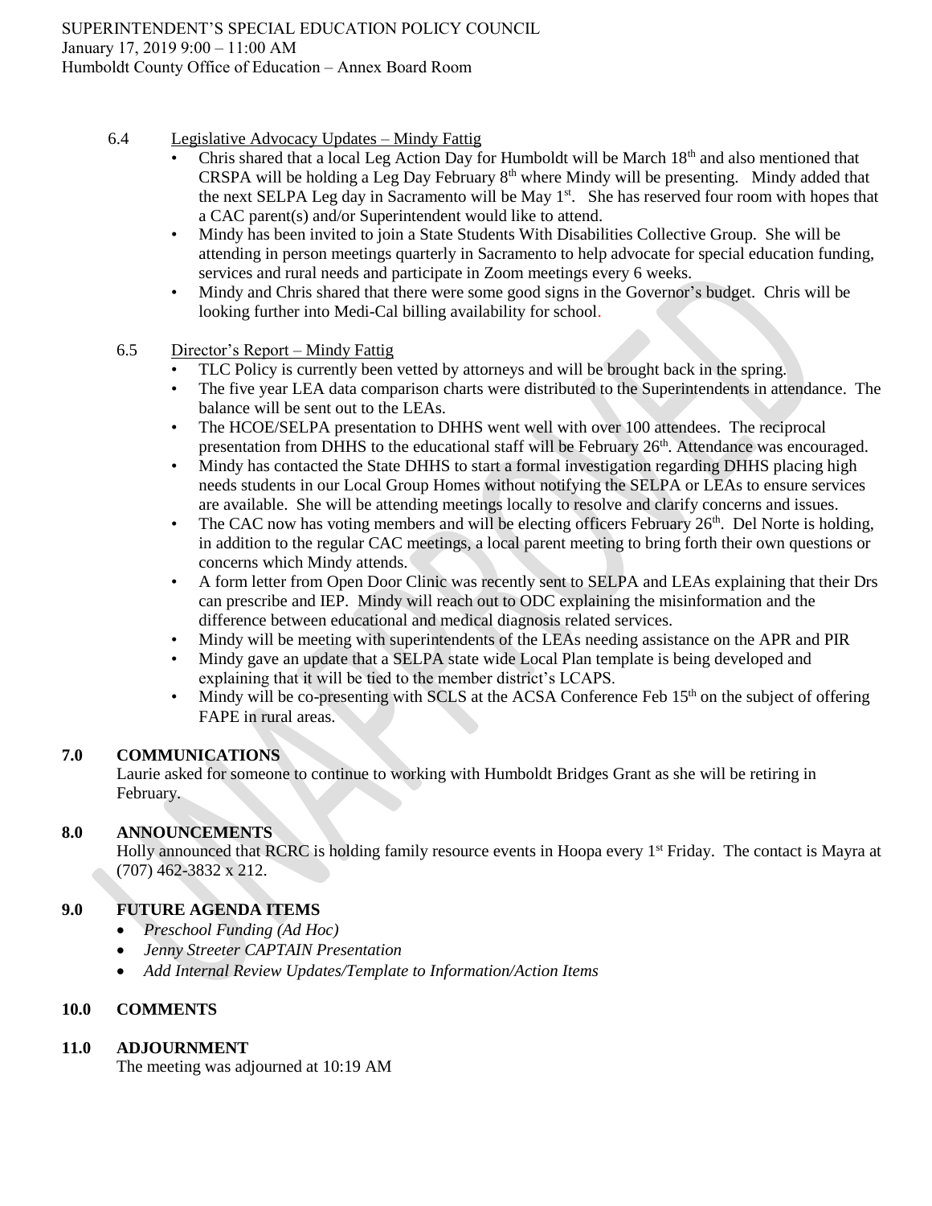SUPERINTENDENT'S SPECIAL EDUCATION POLICY COUNCIL
January 17, 2019 9:00 – 11:00 AM
Humboldt County Office of Education – Annex Board Room

6.4 Legislative Advocacy Updates – Mindy Fattig

- Chris shared that a local Leg Action Day for Humboldt will be March 18th and also mentioned that CRSPA will be holding a Leg Day February 8th where Mindy will be presenting. Mindy added that the next SELPA Leg day in Sacramento will be May 1st. She has reserved four room with hopes that a CAC parent(s) and/or Superintendent would like to attend.
- Mindy has been invited to join a State Students With Disabilities Collective Group. She will be attending in person meetings quarterly in Sacramento to help advocate for special education funding, services and rural needs and participate in Zoom meetings every 6 weeks.
- Mindy and Chris shared that there were some good signs in the Governor's budget. Chris will be looking further into Medi-Cal billing availability for school.

6.5 Director's Report – Mindy Fattig

- TLC Policy is currently been vetted by attorneys and will be brought back in the spring.
- The five year LEA data comparison charts were distributed to the Superintendents in attendance. The balance will be sent out to the LEAs.
- The HCOE/SELPA presentation to DHHS went well with over 100 attendees. The reciprocal presentation from DHHS to the educational staff will be February 26th. Attendance was encouraged.
- Mindy has contacted the State DHHS to start a formal investigation regarding DHHS placing high needs students in our Local Group Homes without notifying the SELPA or LEAs to ensure services are available. She will be attending meetings locally to resolve and clarify concerns and issues.
- The CAC now has voting members and will be electing officers February 26th. Del Norte is holding, in addition to the regular CAC meetings, a local parent meeting to bring forth their own questions or concerns which Mindy attends.
- A form letter from Open Door Clinic was recently sent to SELPA and LEAs explaining that their Drs can prescribe and IEP. Mindy will reach out to ODC explaining the misinformation and the difference between educational and medical diagnosis related services.
- Mindy will be meeting with superintendents of the LEAs needing assistance on the APR and PIR
- Mindy gave an update that a SELPA state wide Local Plan template is being developed and explaining that it will be tied to the member district's LCAPS.
- Mindy will be co-presenting with SCLS at the ACSA Conference Feb 15th on the subject of offering FAPE in rural areas.

## 7.0 COMMUNICATIONS

Laurie asked for someone to continue to working with Humboldt Bridges Grant as she will be retiring in February.

## 8.0 ANNOUNCEMENTS

Holly announced that RCRC is holding family resource events in Hoopa every 1st Friday. The contact is Mayra at (707) 462-3832 x 212.

## 9.0 FUTURE AGENDA ITEMS

- *Preschool Funding (Ad Hoc)*
- *Jenny Streeter CAPTAIN Presentation*
- *Add Internal Review Updates/Template to Information/Action Items*

## 10.0 COMMENTS

## 11.0 ADJOURNMENT

The meeting was adjourned at 10:19 AM